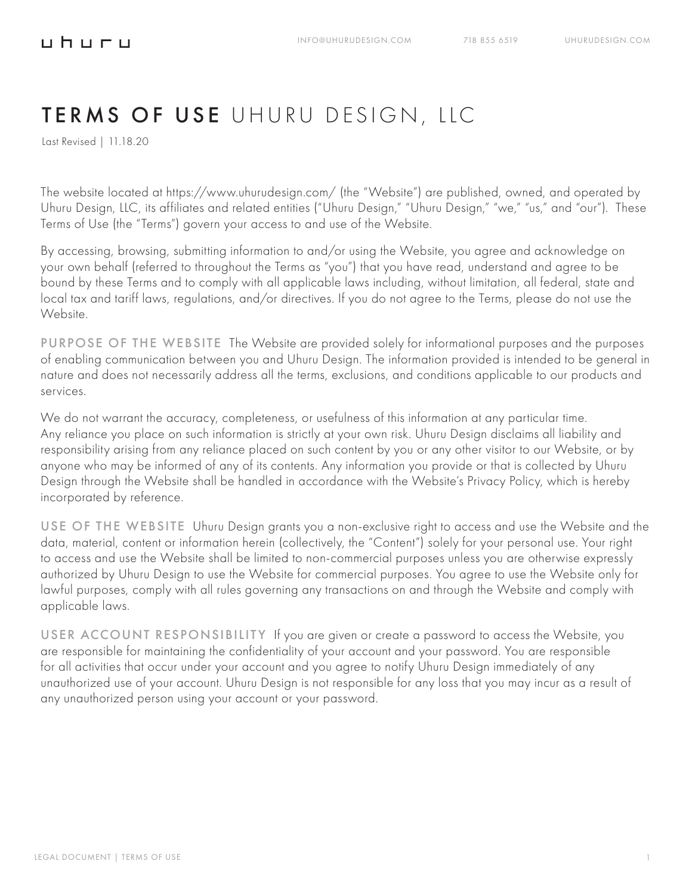# TERMS OF USE UHURU DESIGN, LLC

Last Revised | 11.18.20

The website located at https://www.uhurudesign.com/ (the "Website") are published, owned, and operated by Uhuru Design, LLC, its affiliates and related entities ("Uhuru Design," "Uhuru Design," "we," "us," and "our"). These Terms of Use (the "Terms") govern your access to and use of the Website.

By accessing, browsing, submitting information to and/or using the Website, you agree and acknowledge on your own behalf (referred to throughout the Terms as "you") that you have read, understand and agree to be bound by these Terms and to comply with all applicable laws including, without limitation, all federal, state and local tax and tariff laws, regulations, and/or directives. If you do not agree to the Terms, please do not use the Website.

**PURPOSE OF THE WEBSITE** The Website are provided solely for informational purposes and the purposes of enabling communication between you and Uhuru Design. The information provided is intended to be general in nature and does not necessarily address all the terms, exclusions, and conditions applicable to our products and services.

We do not warrant the accuracy, completeness, or usefulness of this information at any particular time. Any reliance you place on such information is strictly at your own risk. Uhuru Design disclaims all liability and responsibility arising from any reliance placed on such content by you or any other visitor to our Website, or by anyone who may be informed of any of its contents. Any information you provide or that is collected by Uhuru Design through the Website shall be handled in accordance with the Website's Privacy Policy, which is hereby incorporated by reference.

**USE OF THE WEBSITE** Uhuru Design grants you a non-exclusive right to access and use the Website and the data, material, content or information herein (collectively, the "Content") solely for your personal use. Your right to access and use the Website shall be limited to non-commercial purposes unless you are otherwise expressly authorized by Uhuru Design to use the Website for commercial purposes. You agree to use the Website only for lawful purposes, comply with all rules governing any transactions on and through the Website and comply with applicable laws.

**USER ACCOUNT RESPONSIBILITY** If you are given or create a password to access the Website, you are responsible for maintaining the confidentiality of your account and your password. You are responsible for all activities that occur under your account and you agree to notify Uhuru Design immediately of any unauthorized use of your account. Uhuru Design is not responsible for any loss that you may incur as a result of any unauthorized person using your account or your password.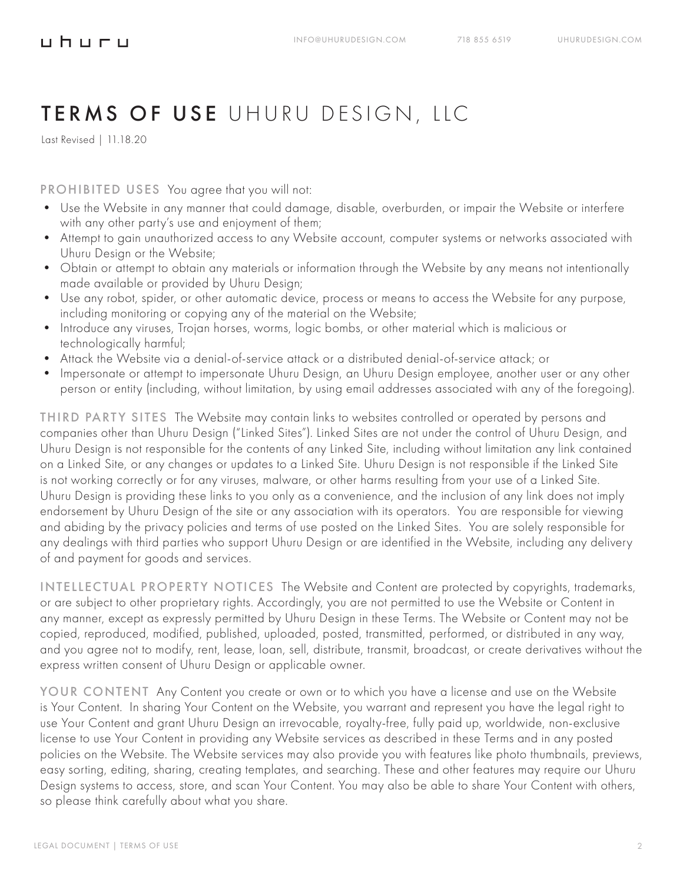# TERMS OF USE UHURU DESIGN, LLC

Last Revised | 11.18.20

**PROHIBITED USES** You agree that you will not:

- Use the Website in any manner that could damage, disable, overburden, or impair the Website or interfere with any other party's use and enjoyment of them;
- Attempt to gain unauthorized access to any Website account, computer systems or networks associated with Uhuru Design or the Website;
- Obtain or attempt to obtain any materials or information through the Website by any means not intentionally made available or provided by Uhuru Design;
- Use any robot, spider, or other automatic device, process or means to access the Website for any purpose, including monitoring or copying any of the material on the Website;
- Introduce any viruses, Trojan horses, worms, logic bombs, or other material which is malicious or technologically harmful;
- Attack the Website via a denial-of-service attack or a distributed denial-of-service attack; or
- Impersonate or attempt to impersonate Uhuru Design, an Uhuru Design employee, another user or any other person or entity (including, without limitation, by using email addresses associated with any of the foregoing).

**THIRD PARTY SITES** The Website may contain links to websites controlled or operated by persons and companies other than Uhuru Design ("Linked Sites"). Linked Sites are not under the control of Uhuru Design, and Uhuru Design is not responsible for the contents of any Linked Site, including without limitation any link contained on a Linked Site, or any changes or updates to a Linked Site. Uhuru Design is not responsible if the Linked Site is not working correctly or for any viruses, malware, or other harms resulting from your use of a Linked Site. Uhuru Design is providing these links to you only as a convenience, and the inclusion of any link does not imply endorsement by Uhuru Design of the site or any association with its operators. You are responsible for viewing and abiding by the privacy policies and terms of use posted on the Linked Sites. You are solely responsible for any dealings with third parties who support Uhuru Design or are identified in the Website, including any delivery of and payment for goods and services.

**INTELLECTUAL PROPERTY NOTICES** The Website and Content are protected by copyrights, trademarks, or are subject to other proprietary rights. Accordingly, you are not permitted to use the Website or Content in any manner, except as expressly permitted by Uhuru Design in these Terms. The Website or Content may not be copied, reproduced, modified, published, uploaded, posted, transmitted, performed, or distributed in any way, and you agree not to modify, rent, lease, loan, sell, distribute, transmit, broadcast, or create derivatives without the express written consent of Uhuru Design or applicable owner.

**YOUR CONTENT** Any Content you create or own or to which you have a license and use on the Website is Your Content. In sharing Your Content on the Website, you warrant and represent you have the legal right to use Your Content and grant Uhuru Design an irrevocable, royalty-free, fully paid up, worldwide, non-exclusive license to use Your Content in providing any Website services as described in these Terms and in any posted policies on the Website. The Website services may also provide you with features like photo thumbnails, previews, easy sorting, editing, sharing, creating templates, and searching. These and other features may require our Uhuru Design systems to access, store, and scan Your Content. You may also be able to share Your Content with others, so please think carefully about what you share.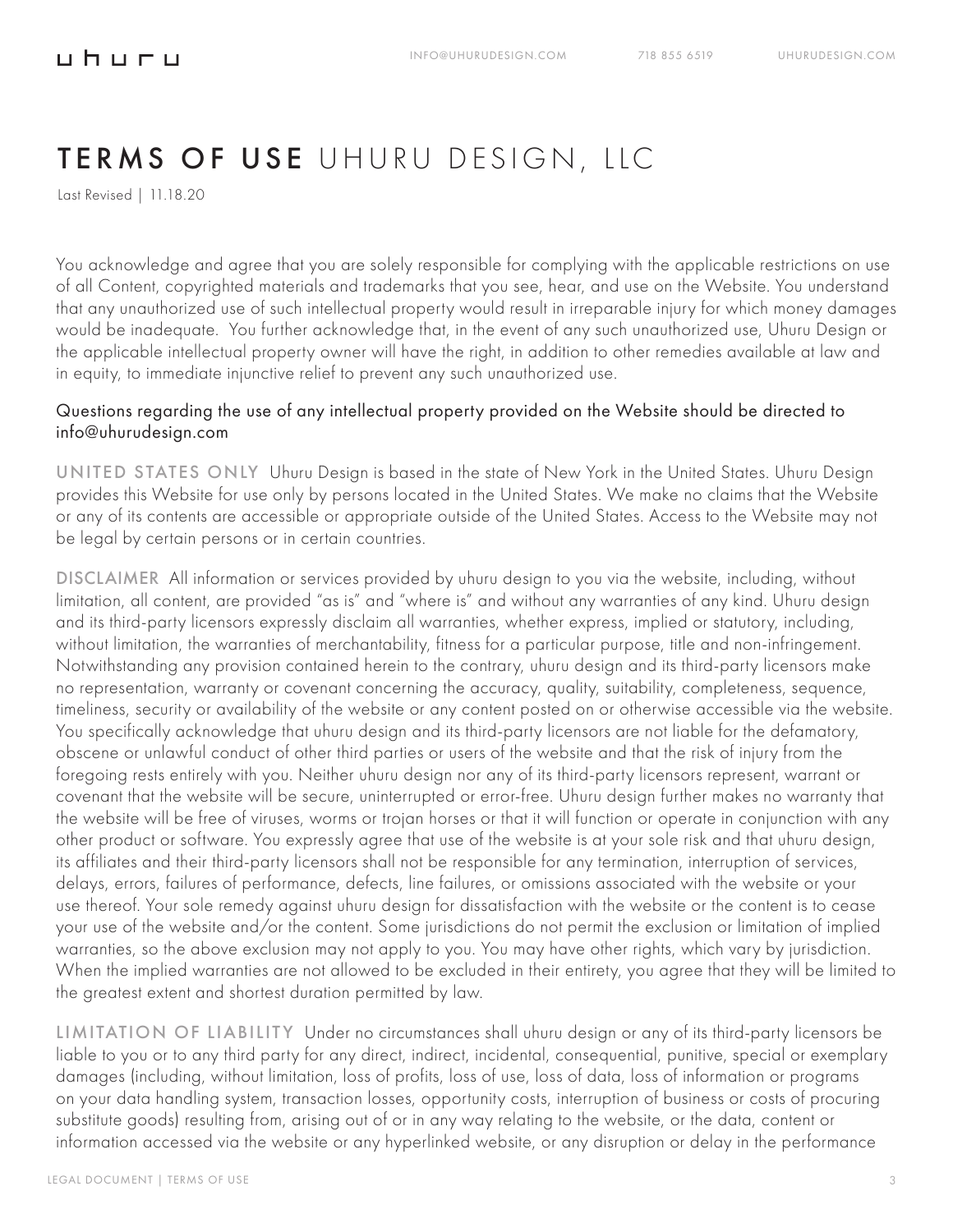# **TERMS OF USE** UHURU DESIGN, LLC

Last Revised | 11.18.20

You acknowledge and agree that you are solely responsible for complying with the applicable restrictions on use of all Content, copyrighted materials and trademarks that you see, hear, and use on the Website. You understand that any unauthorized use of such intellectual property would result in irreparable injury for which money damages would be inadequate. You further acknowledge that, in the event of any such unauthorized use, Uhuru Design or the applicable intellectual property owner will have the right, in addition to other remedies available at law and in equity, to immediate injunctive relief to prevent any such unauthorized use.

Questions regarding the use of any intellectual property provided on the Website should be directed to info@uhurudesign.com

**UNITED STATES ONLY** Uhuru Design is based in the state of New York in the United States. Uhuru Design provides this Website for use only by persons located in the United States. We make no claims that the Website or any of its contents are accessible or appropriate outside of the United States. Access to the Website may not be legal by certain persons or in certain countries.

**DISCLAIMER** All information or services provided by uhuru design to you via the website, including, without limitation, all content, are provided "as is" and "where is" and without any warranties of any kind. Uhuru design and its third-party licensors expressly disclaim all warranties, whether express, implied or statutory, including, without limitation, the warranties of merchantability, fitness for a particular purpose, title and non-infringement. Notwithstanding any provision contained herein to the contrary, uhuru design and its third-party licensors make no representation, warranty or covenant concerning the accuracy, quality, suitability, completeness, sequence, timeliness, security or availability of the website or any content posted on or otherwise accessible via the website. You specifically acknowledge that uhuru design and its third-party licensors are not liable for the defamatory, obscene or unlawful conduct of other third parties or users of the website and that the risk of injury from the foregoing rests entirely with you. Neither uhuru design nor any of its third-party licensors represent, warrant or covenant that the website will be secure, uninterrupted or error-free. Uhuru design further makes no warranty that the website will be free of viruses, worms or trojan horses or that it will function or operate in conjunction with any other product or software. You expressly agree that use of the website is at your sole risk and that uhuru design, its affiliates and their third-party licensors shall not be responsible for any termination, interruption of services, delays, errors, failures of performance, defects, line failures, or omissions associated with the website or your use thereof. Your sole remedy against uhuru design for dissatisfaction with the website or the content is to cease your use of the website and/or the content. Some jurisdictions do not permit the exclusion or limitation of implied warranties, so the above exclusion may not apply to you. You may have other rights, which vary by jurisdiction. When the implied warranties are not allowed to be excluded in their entirety, you agree that they will be limited to the greatest extent and shortest duration permitted by law.

**LIMITATION OF LIABILITY** Under no circumstances shall uhuru design or any of its third-party licensors be liable to you or to any third party for any direct, indirect, incidental, consequential, punitive, special or exemplary damages (including, without limitation, loss of profits, loss of use, loss of data, loss of information or programs on your data handling system, transaction losses, opportunity costs, interruption of business or costs of procuring substitute goods) resulting from, arising out of or in any way relating to the website, or the data, content or information accessed via the website or any hyperlinked website, or any disruption or delay in the performance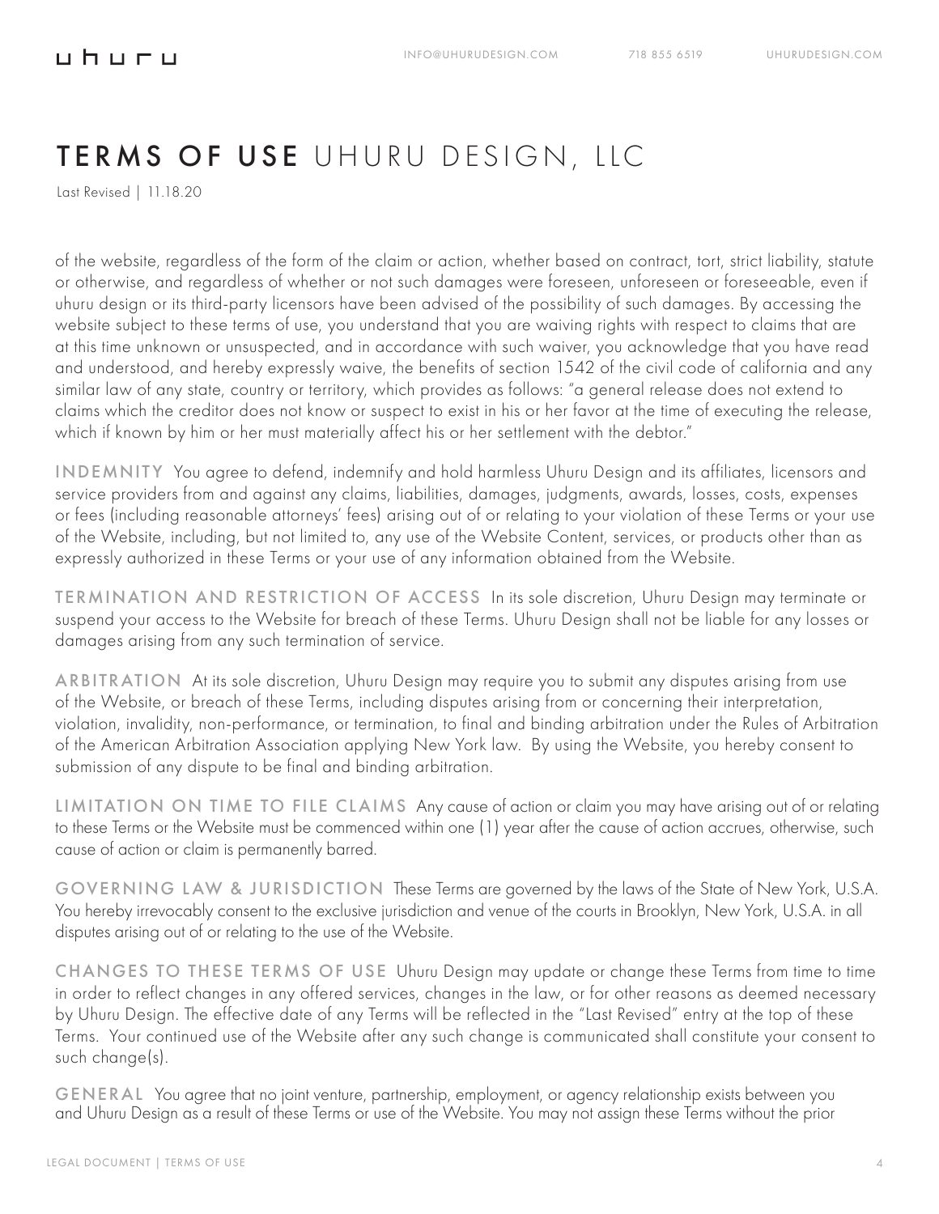of the website, regardless of the form of the claim or action, whether based on contract, tort, strict liability, statute or otherwise, and regardless of whether or not such damages were foreseen, unforeseen or foreseeable, even if uhuru design or its third-party licensors have been advised of the possibility of such damages. By accessing the website subject to these terms of use, you understand that you are waiving rights with respect to claims that are at this time unknown or unsuspected, and in accordance with such waiver, you acknowledge that you have read and understood, and hereby expressly waive, the benefits of section 1542 of the civil code of california and any similar law of any state, country or territory, which provides as follows: "a general release does not extend to claims which the creditor does not know or suspect to exist in his or her favor at the time of executing the release, which if known by him or her must materially affect his or her settlement with the debtor."

**INDEMNITY** You agree to defend, indemnify and hold harmless Uhuru Design and its affiliates, licensors and service providers from and against any claims, liabilities, damages, judgments, awards, losses, costs, expenses or fees (including reasonable attorneys' fees) arising out of or relating to your violation of these Terms or your use of the Website, including, but not limited to, any use of the Website Content, services, or products other than as expressly authorized in these Terms or your use of any information obtained from the Website.

**TERMINATION AND RESTRICTION OF ACCESS** In its sole discretion, Uhuru Design may terminate or suspend your access to the Website for breach of these Terms. Uhuru Design shall not be liable for any losses or damages arising from any such termination of service.

**ARBITRATION** At its sole discretion, Uhuru Design may require you to submit any disputes arising from use of the Website, or breach of these Terms, including disputes arising from or concerning their interpretation, violation, invalidity, non-performance, or termination, to final and binding arbitration under the Rules of Arbitration of the American Arbitration Association applying New York law. By using the Website, you hereby consent to submission of any dispute to be final and binding arbitration.

**LIMITATION ON TIME TO FILE CLAIMS** Any cause of action or claim you may have arising out of or relating to these Terms or the Website must be commenced within one (1) year after the cause of action accrues, otherwise, such cause of action or claim is permanently barred.

**GOVERNING LAW & JURISDICTION** These Terms are governed by the laws of the State of New York, U.S.A. You hereby irrevocably consent to the exclusive jurisdiction and venue of the courts in Brooklyn, New York, U.S.A. in all disputes arising out of or relating to the use of the Website.

**CHANGES TO THESE TERMS OF USE** Uhuru Design may update or change these Terms from time to time in order to reflect changes in any offered services, changes in the law, or for other reasons as deemed necessary by Uhuru Design. The effective date of any Terms will be reflected in the "Last Revised" entry at the top of these Terms. Your continued use of the Website after any such change is communicated shall constitute your consent to such change(s).

**GENERAL** You agree that no joint venture, partnership, employment, or agency relationship exists between you and Uhuru Design as a result of these Terms or use of the Website. You may not assign these Terms without the prior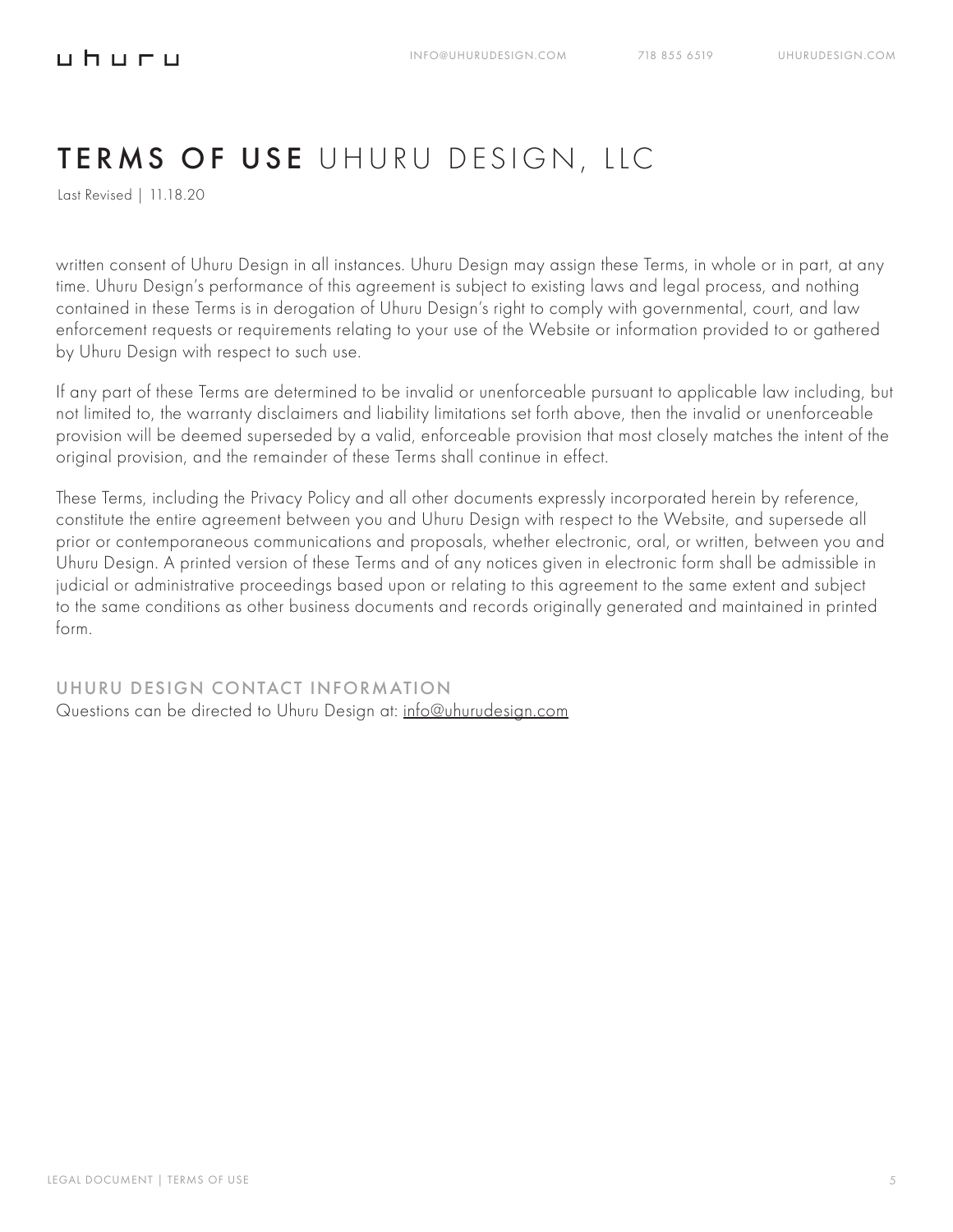# TERMS OF USE UHURU DESIGN, LLC

Last Revised | 11.18.20

written consent of Uhuru Design in all instances. Uhuru Design may assign these Terms, in whole or in part, at any time. Uhuru Design's performance of this agreement is subject to existing laws and legal process, and nothing contained in these Terms is in derogation of Uhuru Design's right to comply with governmental, court, and law enforcement requests or requirements relating to your use of the Website or information provided to or gathered by Uhuru Design with respect to such use.

If any part of these Terms are determined to be invalid or unenforceable pursuant to applicable law including, but not limited to, the warranty disclaimers and liability limitations set forth above, then the invalid or unenforceable provision will be deemed superseded by a valid, enforceable provision that most closely matches the intent of the original provision, and the remainder of these Terms shall continue in effect.

These Terms, including the Privacy Policy and all other documents expressly incorporated herein by reference, constitute the entire agreement between you and Uhuru Design with respect to the Website, and supersede all prior or contemporaneous communications and proposals, whether electronic, oral, or written, between you and Uhuru Design. A printed version of these Terms and of any notices given in electronic form shall be admissible in judicial or administrative proceedings based upon or relating to this agreement to the same extent and subject to the same conditions as other business documents and records originally generated and maintained in printed form.

## UHURU DESIGN CONTACT INFORMATION

Questions can be directed to Uhuru Design at: info@uhurudesign.com